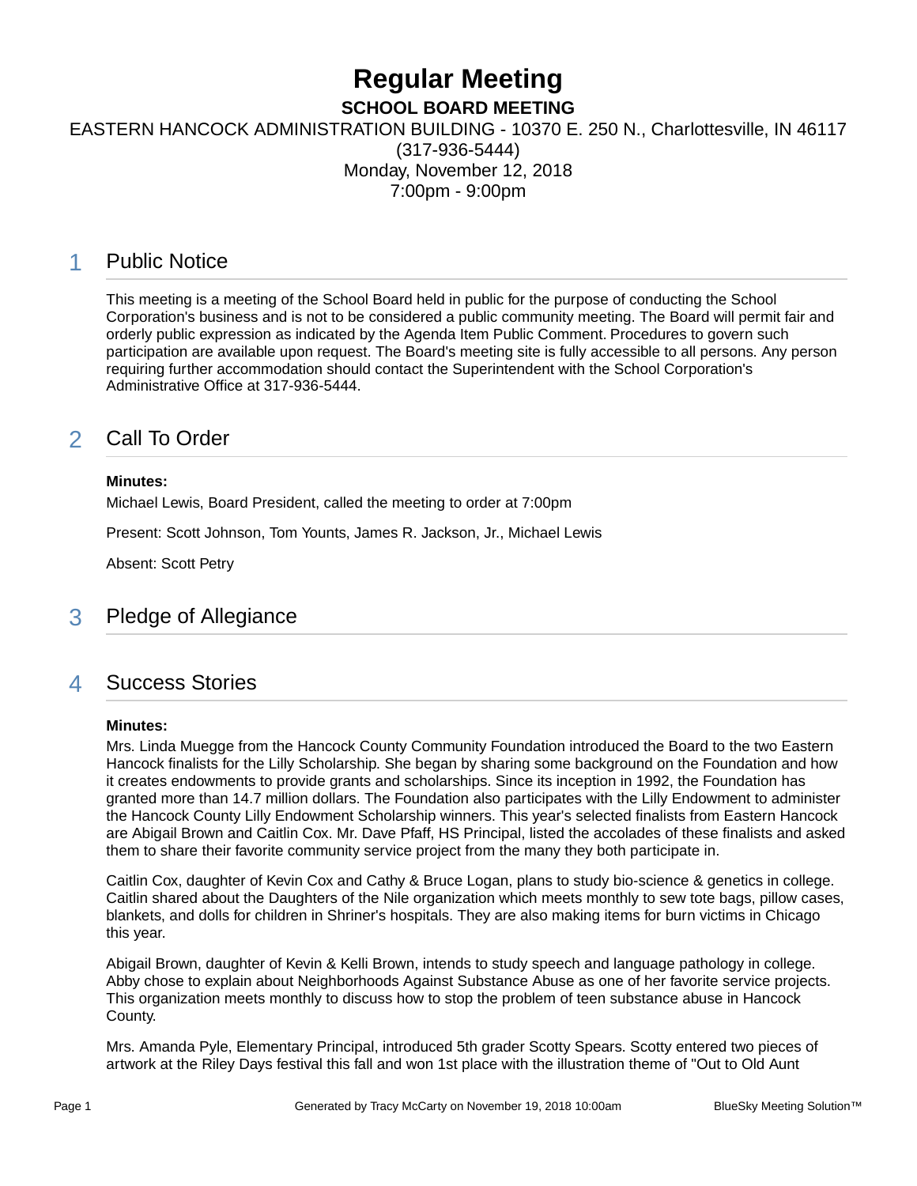# Regular Meeting

**SCHOOL BOARD MEETING**

EASTERN HANCOCK ADMINISTRATION BUILDING - 10370 E. 250 N., Charlottesville, IN 46117 (317-936-5444)

Monday, November 12, 2018

7:00pm - 9:00pm

## 1 Public Notice

This meeting is a meeting of the School Board held in public for the purpose of conducting the School Corporation's business and is not to be considered a public community meeting. The Board will permit fair and orderly public expression as indicated by the Agenda Item Public Comment. Procedures to govern such participation are available upon request. The Board's meeting site is fully accessible to all persons. Any person requiring further accommodation should contact the Superintendent with the School Corporation's Administrative Office at 317-936-5444.

## 2 Call To Order

**Minutes:**

Michael Lewis, Board President, called the meeting to order at 7:00pm

Present: Scott Johnson, Tom Younts, James R. Jackson, Jr., Michael Lewis

Absent: Scott Petry

## 3 Pledge of Allegiance

## 4 Success Stories

**Minutes:**

Mrs. Linda Muegge from the Hancock County Community Foundation introduced the Board to the two Eastern Hancock finalists for the Lilly Scholarship. She began by sharing some background on the Foundation and how it creates endowments to provide grants and scholarships. Since its inception in 1992, the Foundation has granted more than 14.7 million dollars. The Foundation also participates with the Lilly Endowment to administer the Hancock County Lilly Endowment Scholarship winners. This year's selected finalists from Eastern Hancock are Abigail Brown and Caitlin Cox. Mr. Dave Pfaff, HS Principal, listed the accolades of these finalists and asked them to share their favorite community service project from the many they both participate in.

Caitlin Cox, daughter of Kevin Cox and Cathy & Bruce Logan, plans to study bio-science & genetics in college. Caitlin shared about the Daughters of the Nile organization which meets monthly to sew tote bags, pillow cases, blankets, and dolls for children in Shriner's hospitals. They are also making items for burn victims in Chicago this year.

Abigail Brown, daughter of Kevin & Kelli Brown, intends to study speech and language pathology in college. Abby chose to explain about Neighborhoods Against Substance Abuse as one of her favorite service projects. This organization meets monthly to discuss how to stop the problem of teen substance abuse in Hancock County.

Mrs. Amanda Pyle, Elementary Principal, introduced 5th grader Scotty Spears. Scotty entered two pieces of artwork at the Riley Days festival this fall and won 1st place with the illustration theme of "Out to Old Aunt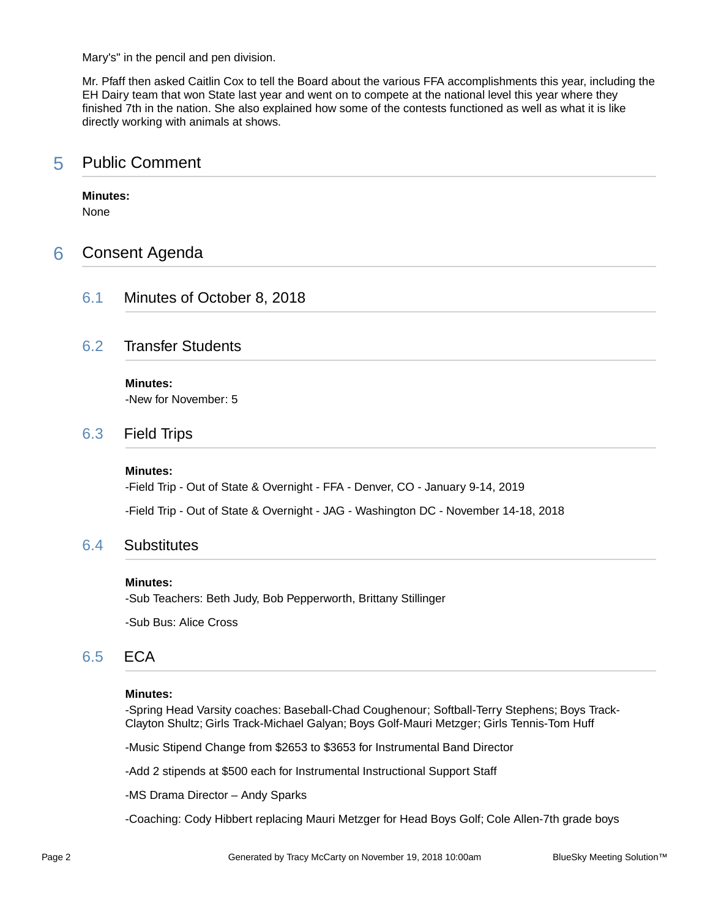Mary's" in the pencil and pen division.

Mr. Pfaff then asked Caitlin Cox to tell the Board about the various FFA accomplishments this year, including the EH Dairy team that won State last year and went on to compete at the national level this year where they finished 7th in the nation. She also explained how some of the contests functioned as well as what it is like directly working with animals at shows.

# 5 Public Comment

**Minutes:**
None

# 6 Consent Agenda

## 6.1 Minutes of October 8, 2018

## 6.2 Transfer Students

**Minutes:**
-New for November: 5

## 6.3 Field Trips

**Minutes:**
-Field Trip - Out of State & Overnight - FFA - Denver, CO - January 9-14, 2019

-Field Trip - Out of State & Overnight - JAG - Washington DC - November 14-18, 2018

## 6.4 Substitutes

**Minutes:**
-Sub Teachers: Beth Judy, Bob Pepperworth, Brittany Stillinger

-Sub Bus: Alice Cross

## 6.5 ECA

**Minutes:**
-Spring Head Varsity coaches: Baseball-Chad Coughenour; Softball-Terry Stephens; Boys Track-Clayton Shultz; Girls Track-Michael Galyan; Boys Golf-Mauri Metzger; Girls Tennis-Tom Huff

-Music Stipend Change from $2653 to $3653 for Instrumental Band Director

-Add 2 stipends at $500 each for Instrumental Instructional Support Staff

-MS Drama Director – Andy Sparks

-Coaching: Cody Hibbert replacing Mauri Metzger for Head Boys Golf; Cole Allen-7th grade boys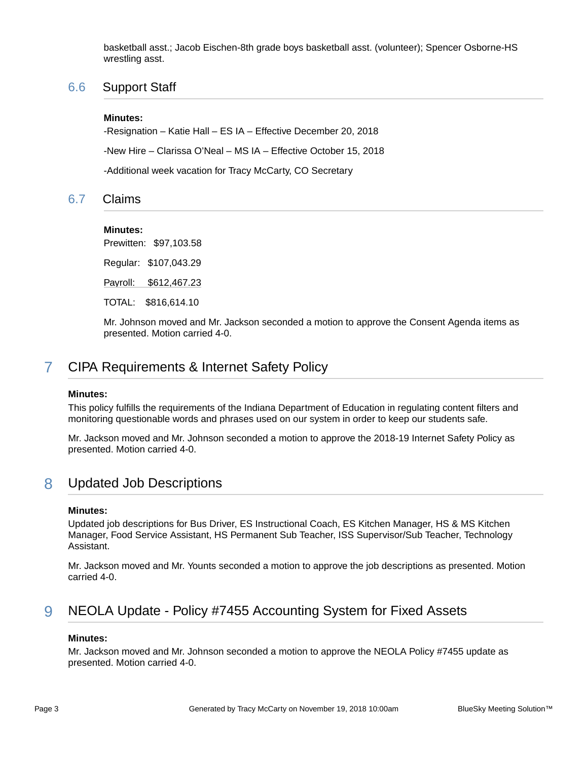basketball asst.; Jacob Eischen-8th grade boys basketball asst. (volunteer); Spencer Osborne-HS wrestling asst.

### 6.6 Support Staff

**Minutes:**

-Resignation – Katie Hall – ES IA – Effective December 20, 2018

-New Hire – Clarissa O'Neal – MS IA – Effective October 15, 2018

-Additional week vacation for Tracy McCarty, CO Secretary

### 6.7 Claims

**Minutes:**

Prewitten: $97,103.58

Regular: $107,043.29

Payroll: $612,467.23

TOTAL: $816,614.10

Mr. Johnson moved and Mr. Jackson seconded a motion to approve the Consent Agenda items as presented. Motion carried 4-0.

## 7 CIPA Requirements & Internet Safety Policy

**Minutes:**

This policy fulfills the requirements of the Indiana Department of Education in regulating content filters and monitoring questionable words and phrases used on our system in order to keep our students safe.

Mr. Jackson moved and Mr. Johnson seconded a motion to approve the 2018-19 Internet Safety Policy as presented. Motion carried 4-0.

## 8 Updated Job Descriptions

**Minutes:**

Updated job descriptions for Bus Driver, ES Instructional Coach, ES Kitchen Manager, HS & MS Kitchen Manager, Food Service Assistant, HS Permanent Sub Teacher, ISS Supervisor/Sub Teacher, Technology Assistant.

Mr. Jackson moved and Mr. Younts seconded a motion to approve the job descriptions as presented. Motion carried 4-0.

## 9 NEOLA Update - Policy #7455 Accounting System for Fixed Assets

**Minutes:**

Mr. Jackson moved and Mr. Johnson seconded a motion to approve the NEOLA Policy #7455 update as presented. Motion carried 4-0.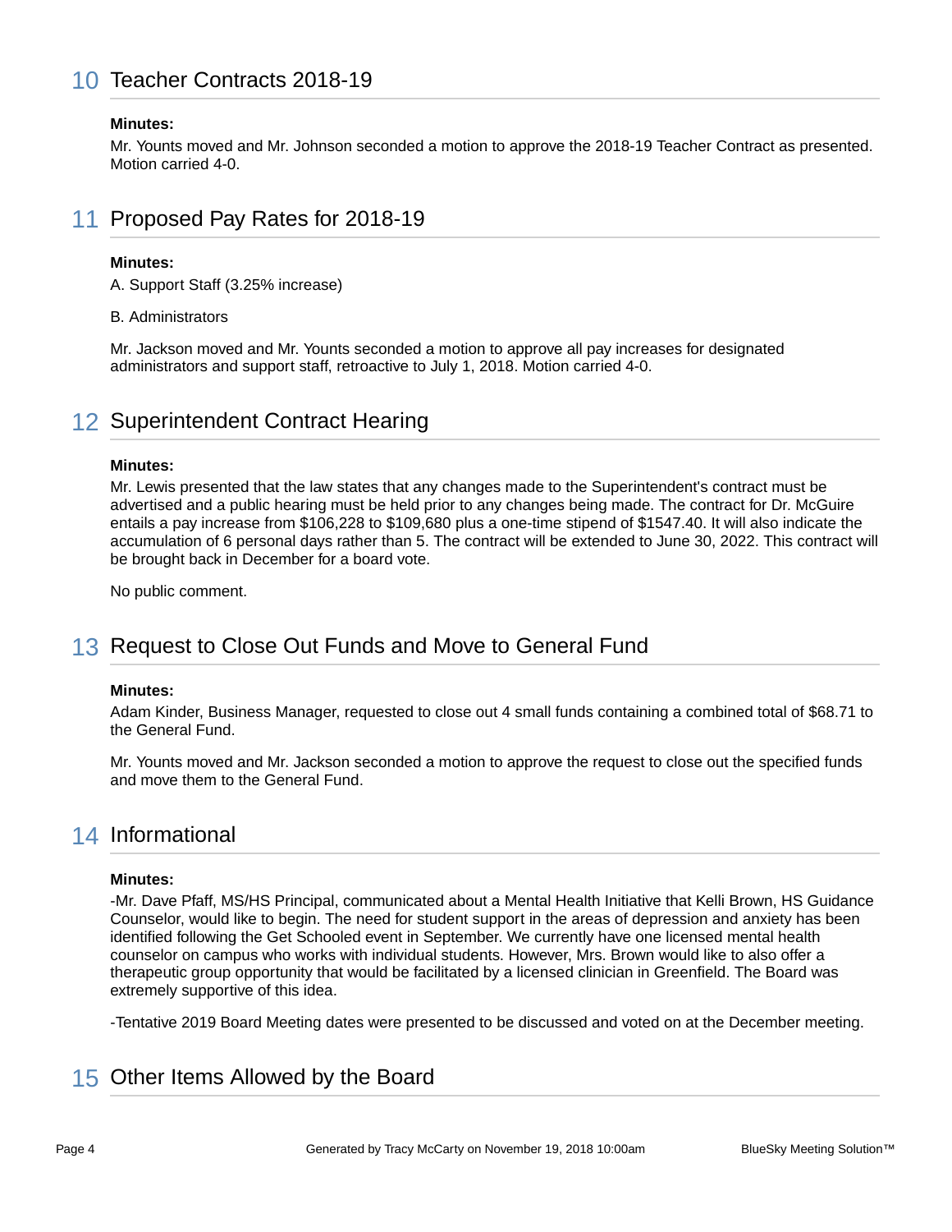## 10 Teacher Contracts 2018-19

**Minutes:**

Mr. Younts moved and Mr. Johnson seconded a motion to approve the 2018-19 Teacher Contract as presented. Motion carried 4-0.

## 11 Proposed Pay Rates for 2018-19

**Minutes:**

A. Support Staff (3.25% increase)

B. Administrators

Mr. Jackson moved and Mr. Younts seconded a motion to approve all pay increases for designated administrators and support staff, retroactive to July 1, 2018. Motion carried 4-0.

## 12 Superintendent Contract Hearing

**Minutes:**

Mr. Lewis presented that the law states that any changes made to the Superintendent's contract must be advertised and a public hearing must be held prior to any changes being made. The contract for Dr. McGuire entails a pay increase from $106,228 to $109,680 plus a one-time stipend of $1547.40. It will also indicate the accumulation of 6 personal days rather than 5. The contract will be extended to June 30, 2022. This contract will be brought back in December for a board vote.

No public comment.

## 13 Request to Close Out Funds and Move to General Fund

**Minutes:**

Adam Kinder, Business Manager, requested to close out 4 small funds containing a combined total of $68.71 to the General Fund.

Mr. Younts moved and Mr. Jackson seconded a motion to approve the request to close out the specified funds and move them to the General Fund.

## 14 Informational

**Minutes:**

-Mr. Dave Pfaff, MS/HS Principal, communicated about a Mental Health Initiative that Kelli Brown, HS Guidance Counselor, would like to begin. The need for student support in the areas of depression and anxiety has been identified following the Get Schooled event in September. We currently have one licensed mental health counselor on campus who works with individual students. However, Mrs. Brown would like to also offer a therapeutic group opportunity that would be facilitated by a licensed clinician in Greenfield. The Board was extremely supportive of this idea.

-Tentative 2019 Board Meeting dates were presented to be discussed and voted on at the December meeting.

## 15 Other Items Allowed by the Board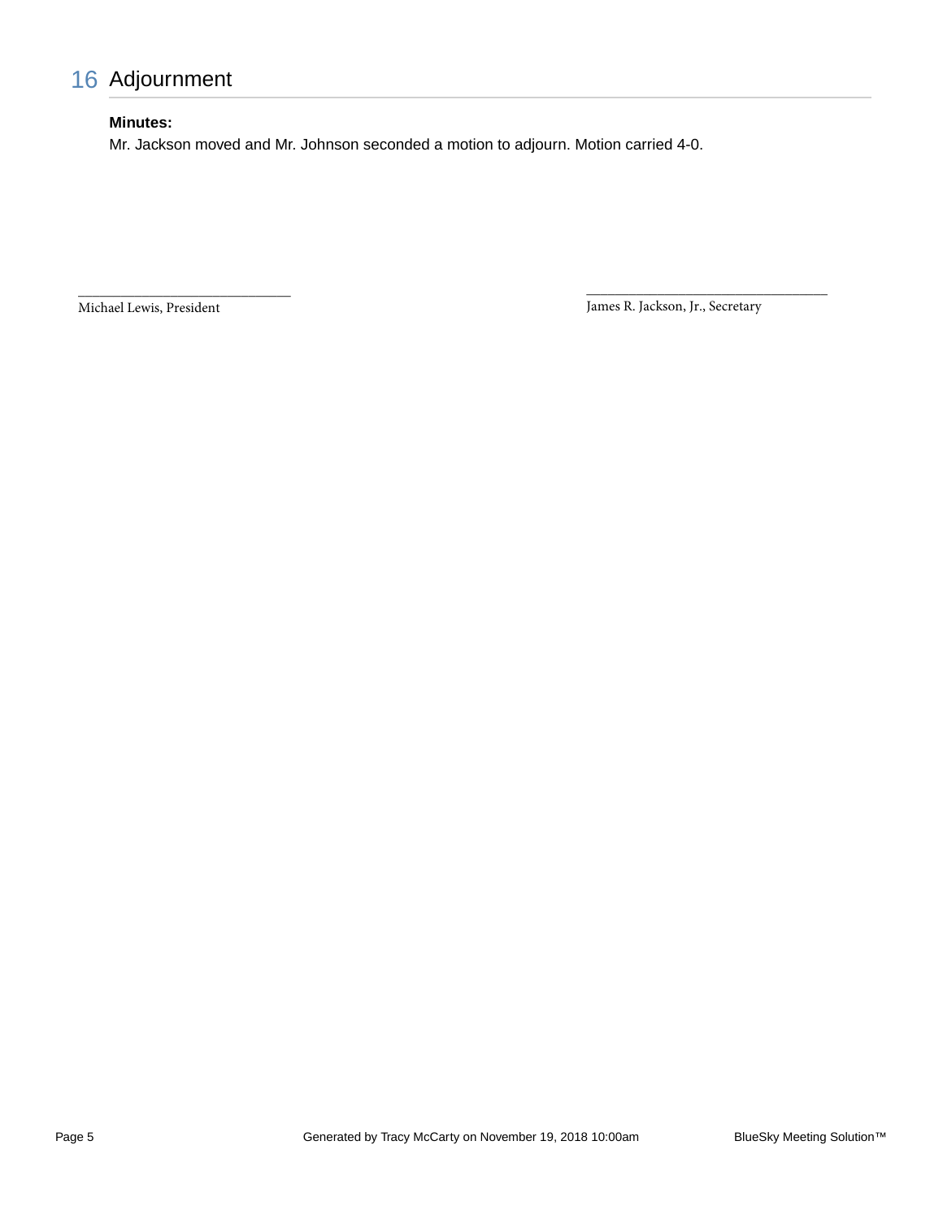## 16 Adjournment

**Minutes:**

Mr. Jackson moved and Mr. Johnson seconded a motion to adjourn. Motion carried 4-0.

\_\_\_\_\_\_\_\_\_\_\_\_\_\_\_\_\_\_\_\_\_\_\_\_\_\_\_\_\_\_

Michael Lewis, President

\_\_\_\_\_\_\_\_\_\_\_\_\_\_\_\_\_\_\_\_\_\_\_\_\_\_\_\_\_\_

James R. Jackson, Jr., Secretary